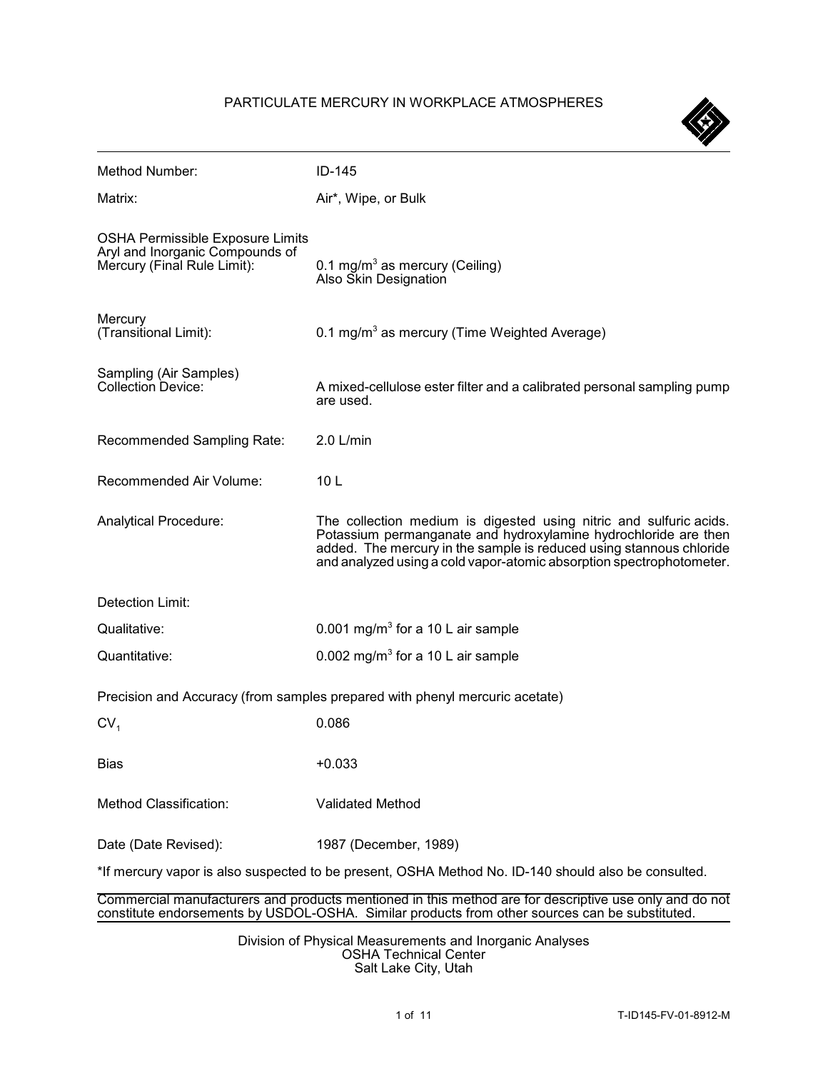# PARTICULATE MERCURY IN WORKPLACE ATMOSPHERES

| | |
|---|---|
| Method Number: | ID-145 |
| Matrix: | Air*, Wipe, or Bulk |
| OSHA Permissible Exposure Limits Aryl and Inorganic Compounds of Mercury (Final Rule Limit): | 0.1 mg/m$^3$ as mercury (Ceiling) Also Skin Designation |
| Mercury (Transitional Limit): | 0.1 mg/m$^3$ as mercury (Time Weighted Average) |
| Sampling (Air Samples) Collection Device: | A mixed-cellulose ester filter and a calibrated personal sampling pump are used. |
| Recommended Sampling Rate: | 2.0 L/min |
| Recommended Air Volume: | 10 L |
| Analytical Procedure: | The collection medium is digested using nitric and sulfuric acids. Potassium permanganate and hydroxylamine hydrochloride are then added. The mercury in the sample is reduced using stannous chloride and analyzed using a cold vapor-atomic absorption spectrophotometer. |
| Detection Limit: | |
| Qualitative: | 0.001 mg/m$^3$ for a 10 L air sample |
| Quantitative: | 0.002 mg/m$^3$ for a 10 L air sample |

Precision and Accuracy (from samples prepared with phenyl mercuric acetate)

| | |
|---|---|
| $CV_1$ | 0.086 |
| Bias | +0.033 |
| Method Classification: | Validated Method |
| Date (Date Revised): | 1987 (December, 1989) |

*If mercury vapor is also suspected to be present, OSHA Method No. ID-140 should also be consulted.

Commercial manufacturers and products mentioned in this method are for descriptive use only and do not constitute endorsements by USDOL-OSHA. Similar products from other sources can be substituted.

Division of Physical Measurements and Inorganic Analyses
OSHA Technical Center
Salt Lake City, Utah

T-ID145-FV-01-8912-M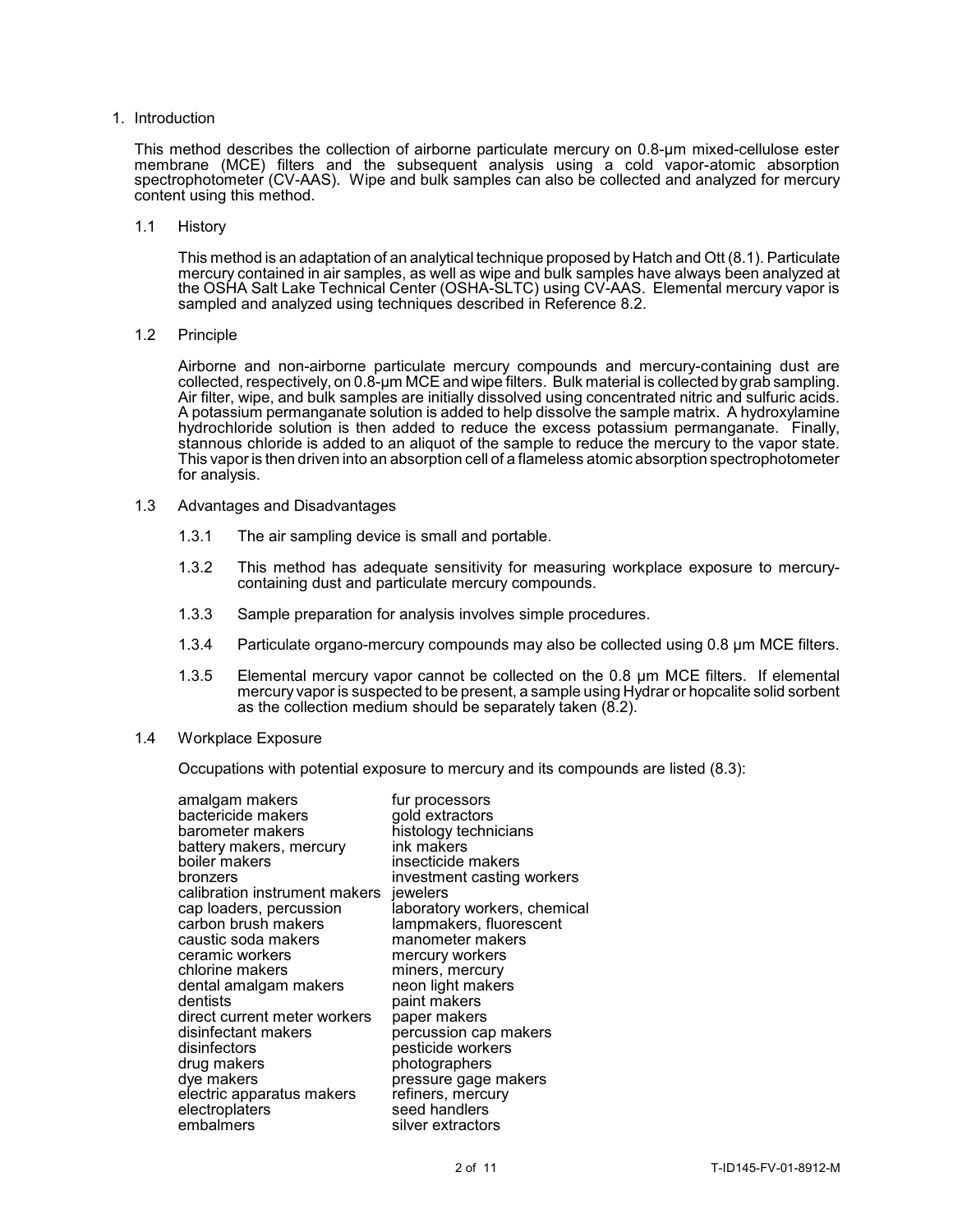# 1. Introduction

This method describes the collection of airborne particulate mercury on 0.8-µm mixed-cellulose ester membrane (MCE) filters and the subsequent analysis using a cold vapor-atomic absorption spectrophotometer (CV-AAS). Wipe and bulk samples can also be collected and analyzed for mercury content using this method.

## 1.1 History

This method is an adaptation of an analytical technique proposed by Hatch and Ott (8.1). Particulate mercury contained in air samples, as well as wipe and bulk samples have always been analyzed at the OSHA Salt Lake Technical Center (OSHA-SLTC) using CV-AAS. Elemental mercury vapor is sampled and analyzed using techniques described in Reference 8.2.

## 1.2 Principle

Airborne and non-airborne particulate mercury compounds and mercury-containing dust are collected, respectively, on 0.8-µm MCE and wipe filters. Bulk material is collected by grab sampling. Air filter, wipe, and bulk samples are initially dissolved using concentrated nitric and sulfuric acids. A potassium permanganate solution is added to help dissolve the sample matrix. A hydroxylamine hydrochloride solution is then added to reduce the excess potassium permanganate. Finally, stannous chloride is added to an aliquot of the sample to reduce the mercury to the vapor state. This vapor is then driven into an absorption cell of a flameless atomic absorption spectrophotometer for analysis.

## 1.3 Advantages and Disadvantages

1.3.1 The air sampling device is small and portable.

1.3.2 This method has adequate sensitivity for measuring workplace exposure to mercury-containing dust and particulate mercury compounds.

1.3.3 Sample preparation for analysis involves simple procedures.

1.3.4 Particulate organo-mercury compounds may also be collected using 0.8 µm MCE filters.

1.3.5 Elemental mercury vapor cannot be collected on the 0.8 µm MCE filters. If elemental mercury vapor is suspected to be present, a sample using Hydrar or hopcalite solid sorbent as the collection medium should be separately taken (8.2).

## 1.4 Workplace Exposure

Occupations with potential exposure to mercury and its compounds are listed (8.3):

- amalgam makers
- bactericide makers
- barometer makers
- battery makers, mercury
- boiler makers
- bronzers
- calibration instrument makers
- cap loaders, percussion
- carbon brush makers
- caustic soda makers
- ceramic workers
- chlorine makers
- dental amalgam makers
- dentists
- direct current meter workers
- disinfectant makers
- disinfectors
- drug makers
- dye makers
- electric apparatus makers
- electroplaters
- embalmers
- fur processors
- gold extractors
- histology technicians
- ink makers
- insecticide makers
- investment casting workers
- jewelers
- laboratory workers, chemical
- lampmakers, fluorescent
- manometer makers
- mercury workers
- miners, mercury
- neon light makers
- paint makers
- paper makers
- percussion cap makers
- pesticide workers
- photographers
- pressure gage makers
- refiners, mercury
- seed handlers
- silver extractors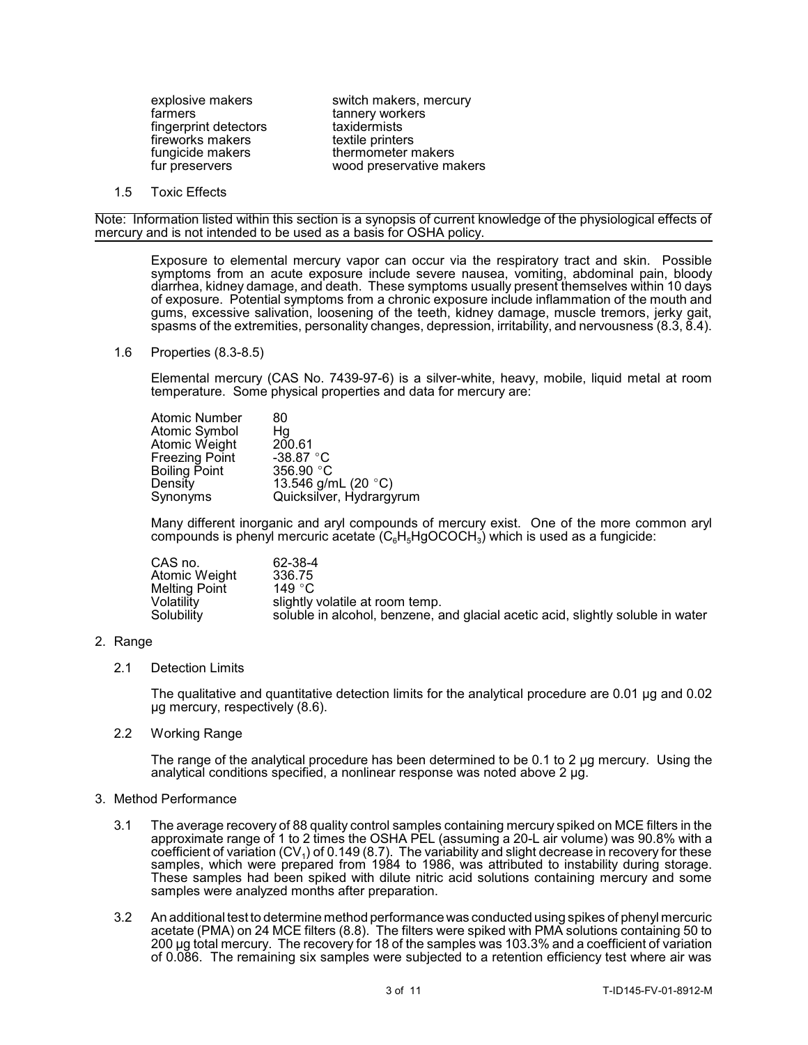| | |
|---|---|
| explosive makers | switch makers, mercury |
| farmers | tannery workers |
| fingerprint detectors | taxidermists |
| fireworks makers | textile printers |
| fungicide makers | thermometer makers |
| fur preservers | wood preservative makers |

### 1.5 Toxic Effects

Note: Information listed within this section is a synopsis of current knowledge of the physiological effects of mercury and is not intended to be used as a basis for OSHA policy.

Exposure to elemental mercury vapor can occur via the respiratory tract and skin. Possible symptoms from an acute exposure include severe nausea, vomiting, abdominal pain, bloody diarrhea, kidney damage, and death. These symptoms usually present themselves within 10 days of exposure. Potential symptoms from a chronic exposure include inflammation of the mouth and gums, excessive salivation, loosening of the teeth, kidney damage, muscle tremors, jerky gait, spasms of the extremities, personality changes, depression, irritability, and nervousness (8.3, 8.4).

### 1.6 Properties (8.3-8.5)

Elemental mercury (CAS No. 7439-97-6) is a silver-white, heavy, mobile, liquid metal at room temperature. Some physical properties and data for mercury are:

| | |
|---|---|
| Atomic Number | 80 |
| Atomic Symbol | Hg |
| Atomic Weight | 200.61 |
| Freezing Point | -38.87 °C |
| Boiling Point | 356.90 °C |
| Density | 13.546 g/mL (20 °C) |
| Synonyms | Quicksilver, Hydrargyrum |

Many different inorganic and aryl compounds of mercury exist. One of the more common aryl compounds is phenyl mercuric acetate ($C_6H_5HgOCOCH_3$) which is used as a fungicide:

| | |
|---|---|
| CAS no. | 62-38-4 |
| Atomic Weight | 336.75 |
| Melting Point | 149 °C |
| Volatility | slightly volatile at room temp. |
| Solubility | soluble in alcohol, benzene, and glacial acetic acid, slightly soluble in water |

## 2. Range

### 2.1 Detection Limits

The qualitative and quantitative detection limits for the analytical procedure are 0.01 µg and 0.02 µg mercury, respectively (8.6).

### 2.2 Working Range

The range of the analytical procedure has been determined to be 0.1 to 2 µg mercury. Using the analytical conditions specified, a nonlinear response was noted above 2 µg.

## 3. Method Performance

3.1 The average recovery of 88 quality control samples containing mercury spiked on MCE filters in the approximate range of 1 to 2 times the OSHA PEL (assuming a 20-L air volume) was 90.8% with a coefficient of variation ($CV_1$) of 0.149 (8.7). The variability and slight decrease in recovery for these samples, which were prepared from 1984 to 1986, was attributed to instability during storage. These samples had been spiked with dilute nitric acid solutions containing mercury and some samples were analyzed months after preparation.

3.2 An additional test to determine method performance was conducted using spikes of phenyl mercuric acetate (PMA) on 24 MCE filters (8.8). The filters were spiked with PMA solutions containing 50 to 200 µg total mercury. The recovery for 18 of the samples was 103.3% and a coefficient of variation of 0.086. The remaining six samples were subjected to a retention efficiency test where air was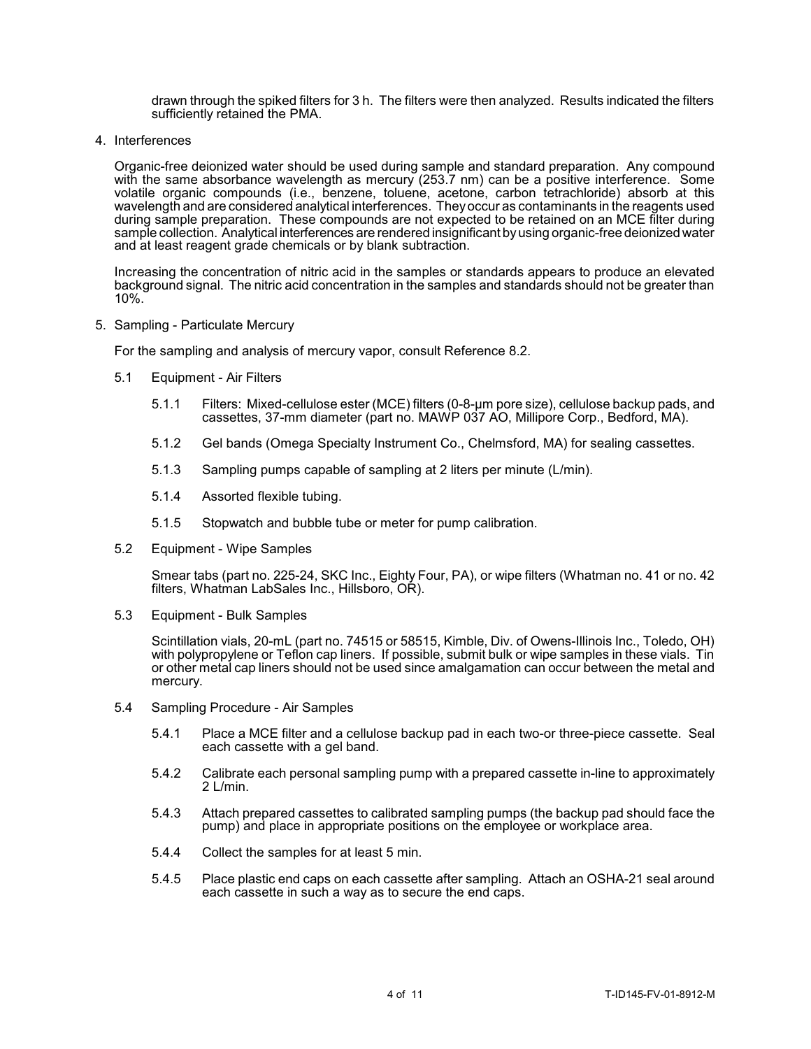drawn through the spiked filters for 3 h. The filters were then analyzed. Results indicated the filters sufficiently retained the PMA.

4. Interferences

Organic-free deionized water should be used during sample and standard preparation. Any compound with the same absorbance wavelength as mercury (253.7 nm) can be a positive interference. Some volatile organic compounds (i.e., benzene, toluene, acetone, carbon tetrachloride) absorb at this wavelength and are considered analytical interferences. They occur as contaminants in the reagents used during sample preparation. These compounds are not expected to be retained on an MCE filter during sample collection. Analytical interferences are rendered insignificant by using organic-free deionized water and at least reagent grade chemicals or by blank subtraction.

Increasing the concentration of nitric acid in the samples or standards appears to produce an elevated background signal. The nitric acid concentration in the samples and standards should not be greater than 10%.

5. Sampling - Particulate Mercury

For the sampling and analysis of mercury vapor, consult Reference 8.2.

5.1 Equipment - Air Filters

5.1.1 Filters: Mixed-cellulose ester (MCE) filters (0-8-μm pore size), cellulose backup pads, and cassettes, 37-mm diameter (part no. MAWP 037 AO, Millipore Corp., Bedford, MA).

5.1.2 Gel bands (Omega Specialty Instrument Co., Chelmsford, MA) for sealing cassettes.

5.1.3 Sampling pumps capable of sampling at 2 liters per minute (L/min).

5.1.4 Assorted flexible tubing.

5.1.5 Stopwatch and bubble tube or meter for pump calibration.

5.2 Equipment - Wipe Samples

Smear tabs (part no. 225-24, SKC Inc., Eighty Four, PA), or wipe filters (Whatman no. 41 or no. 42 filters, Whatman LabSales Inc., Hillsboro, OR).

5.3 Equipment - Bulk Samples

Scintillation vials, 20-mL (part no. 74515 or 58515, Kimble, Div. of Owens-Illinois Inc., Toledo, OH) with polypropylene or Teflon cap liners. If possible, submit bulk or wipe samples in these vials. Tin or other metal cap liners should not be used since amalgamation can occur between the metal and mercury.

5.4 Sampling Procedure - Air Samples

5.4.1 Place a MCE filter and a cellulose backup pad in each two-or three-piece cassette. Seal each cassette with a gel band.

5.4.2 Calibrate each personal sampling pump with a prepared cassette in-line to approximately 2 L/min.

5.4.3 Attach prepared cassettes to calibrated sampling pumps (the backup pad should face the pump) and place in appropriate positions on the employee or workplace area.

5.4.4 Collect the samples for at least 5 min.

5.4.5 Place plastic end caps on each cassette after sampling. Attach an OSHA-21 seal around each cassette in such a way as to secure the end caps.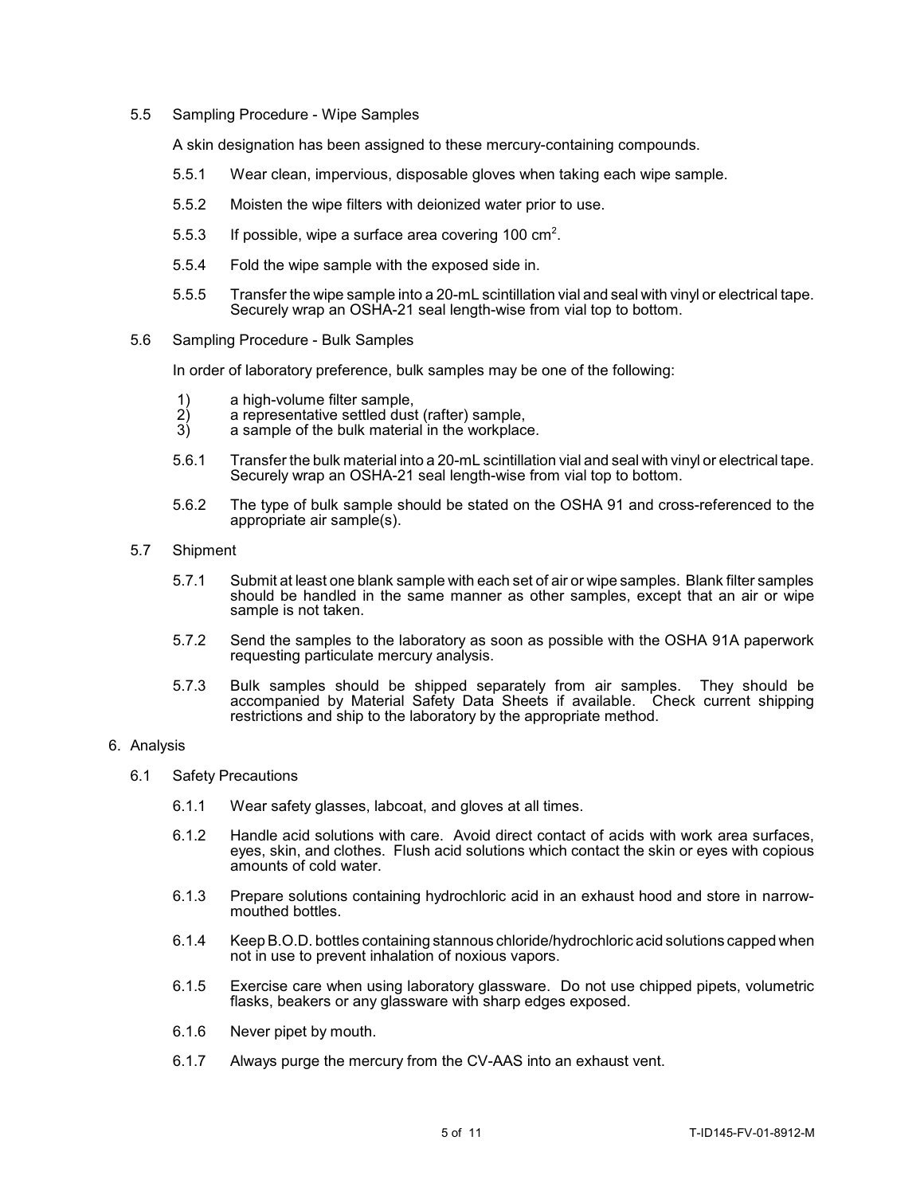### 5.5 Sampling Procedure - Wipe Samples

A skin designation has been assigned to these mercury-containing compounds.

5.5.1 Wear clean, impervious, disposable gloves when taking each wipe sample.

5.5.2 Moisten the wipe filters with deionized water prior to use.

5.5.3 If possible, wipe a surface area covering 100 $cm^2$.

5.5.4 Fold the wipe sample with the exposed side in.

5.5.5 Transfer the wipe sample into a 20-mL scintillation vial and seal with vinyl or electrical tape. Securely wrap an OSHA-21 seal length-wise from vial top to bottom.

### 5.6 Sampling Procedure - Bulk Samples

In order of laboratory preference, bulk samples may be one of the following:

1) a high-volume filter sample,
2) a representative settled dust (rafter) sample,
3) a sample of the bulk material in the workplace.

5.6.1 Transfer the bulk material into a 20-mL scintillation vial and seal with vinyl or electrical tape. Securely wrap an OSHA-21 seal length-wise from vial top to bottom.

5.6.2 The type of bulk sample should be stated on the OSHA 91 and cross-referenced to the appropriate air sample(s).

### 5.7 Shipment

5.7.1 Submit at least one blank sample with each set of air or wipe samples. Blank filter samples should be handled in the same manner as other samples, except that an air or wipe sample is not taken.

5.7.2 Send the samples to the laboratory as soon as possible with the OSHA 91A paperwork requesting particulate mercury analysis.

5.7.3 Bulk samples should be shipped separately from air samples. They should be accompanied by Material Safety Data Sheets if available. Check current shipping restrictions and ship to the laboratory by the appropriate method.

## 6. Analysis

### 6.1 Safety Precautions

6.1.1 Wear safety glasses, labcoat, and gloves at all times.

6.1.2 Handle acid solutions with care. Avoid direct contact of acids with work area surfaces, eyes, skin, and clothes. Flush acid solutions which contact the skin or eyes with copious amounts of cold water.

6.1.3 Prepare solutions containing hydrochloric acid in an exhaust hood and store in narrow-mouthed bottles.

6.1.4 Keep B.O.D. bottles containing stannous chloride/hydrochloric acid solutions capped when not in use to prevent inhalation of noxious vapors.

6.1.5 Exercise care when using laboratory glassware. Do not use chipped pipets, volumetric flasks, beakers or any glassware with sharp edges exposed.

6.1.6 Never pipet by mouth.

6.1.7 Always purge the mercury from the CV-AAS into an exhaust vent.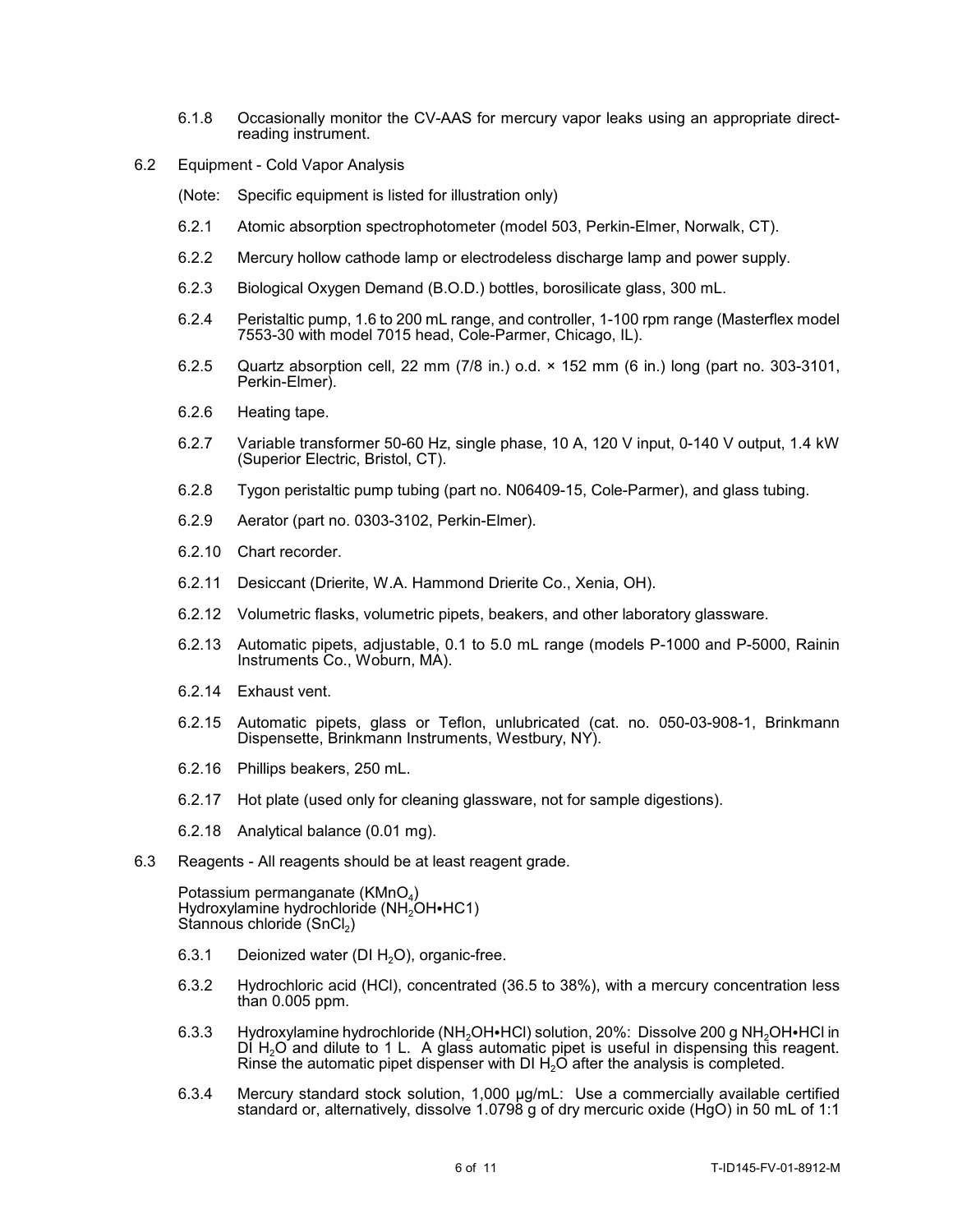6.1.8 Occasionally monitor the CV-AAS for mercury vapor leaks using an appropriate direct-reading instrument.

6.2 Equipment - Cold Vapor Analysis

(Note: Specific equipment is listed for illustration only)

6.2.1 Atomic absorption spectrophotometer (model 503, Perkin-Elmer, Norwalk, CT).

6.2.2 Mercury hollow cathode lamp or electrodeless discharge lamp and power supply.

6.2.3 Biological Oxygen Demand (B.O.D.) bottles, borosilicate glass, 300 mL.

6.2.4 Peristaltic pump, 1.6 to 200 mL range, and controller, 1-100 rpm range (Masterflex model 7553-30 with model 7015 head, Cole-Parmer, Chicago, IL).

6.2.5 Quartz absorption cell, 22 mm (7/8 in.) o.d. × 152 mm (6 in.) long (part no. 303-3101, Perkin-Elmer).

6.2.6 Heating tape.

6.2.7 Variable transformer 50-60 Hz, single phase, 10 A, 120 V input, 0-140 V output, 1.4 kW (Superior Electric, Bristol, CT).

6.2.8 Tygon peristaltic pump tubing (part no. N06409-15, Cole-Parmer), and glass tubing.

6.2.9 Aerator (part no. 0303-3102, Perkin-Elmer).

6.2.10 Chart recorder.

6.2.11 Desiccant (Drierite, W.A. Hammond Drierite Co., Xenia, OH).

6.2.12 Volumetric flasks, volumetric pipets, beakers, and other laboratory glassware.

6.2.13 Automatic pipets, adjustable, 0.1 to 5.0 mL range (models P-1000 and P-5000, Rainin Instruments Co., Woburn, MA).

6.2.14 Exhaust vent.

6.2.15 Automatic pipets, glass or Teflon, unlubricated (cat. no. 050-03-908-1, Brinkmann Dispensette, Brinkmann Instruments, Westbury, NY).

6.2.16 Phillips beakers, 250 mL.

6.2.17 Hot plate (used only for cleaning glassware, not for sample digestions).

6.2.18 Analytical balance (0.01 mg).

6.3 Reagents - All reagents should be at least reagent grade.

Potassium permanganate ($KMnO_4$)
Hydroxylamine hydrochloride ($NH_2OH•HC1$)
Stannous chloride ($SnCl_2$)

6.3.1 Deionized water (DI $H_2O$), organic-free.

6.3.2 Hydrochloric acid (HCl), concentrated (36.5 to 38%), with a mercury concentration less than 0.005 ppm.

6.3.3 Hydroxylamine hydrochloride ($NH_2OH•HCl$) solution, 20%: Dissolve 200 g $NH_2OH•HCl$ in DI $H_2O$ and dilute to 1 L. A glass automatic pipet is useful in dispensing this reagent. Rinse the automatic pipet dispenser with DI $H_2O$ after the analysis is completed.

6.3.4 Mercury standard stock solution, 1,000 µg/mL: Use a commercially available certified standard or, alternatively, dissolve 1.0798 g of dry mercuric oxide (HgO) in 50 mL of 1:1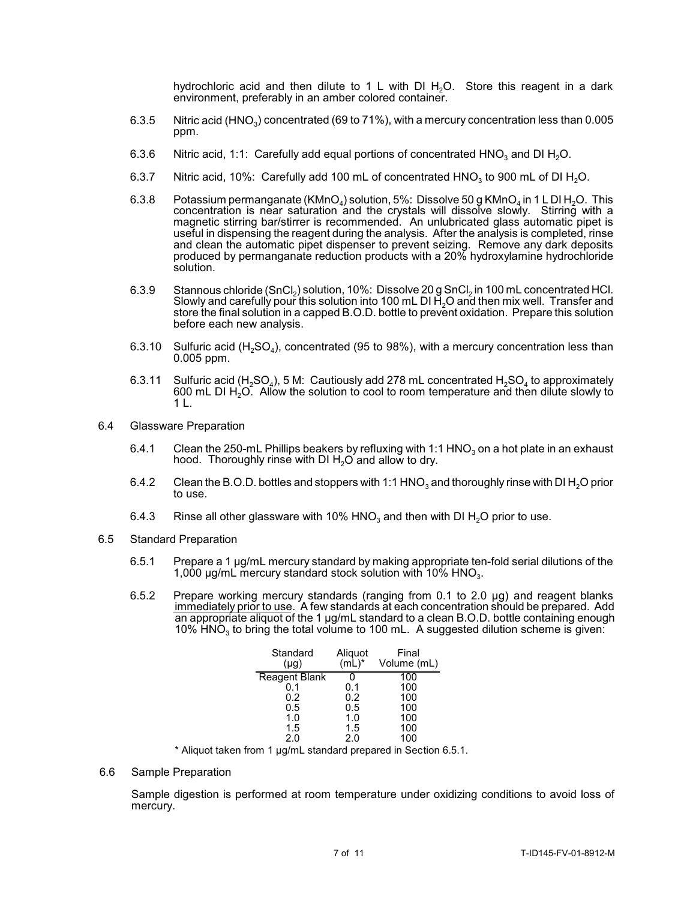hydrochloric acid and then dilute to 1 L with DI $H_2O$. Store this reagent in a dark environment, preferably in an amber colored container.

6.3.5 Nitric acid ($HNO_3$) concentrated (69 to 71%), with a mercury concentration less than 0.005 ppm.

6.3.6 Nitric acid, 1:1: Carefully add equal portions of concentrated $HNO_3$ and DI $H_2O$.

6.3.7 Nitric acid, 10%: Carefully add 100 mL of concentrated $HNO_3$ to 900 mL of DI $H_2O$.

6.3.8 Potassium permanganate ($KMnO_4$) solution, 5%: Dissolve 50 g $KMnO_4$ in 1 L DI $H_2O$. This concentration is near saturation and the crystals will dissolve slowly. Stirring with a magnetic stirring bar/stirrer is recommended. An unlubricated glass automatic pipet is useful in dispensing the reagent during the analysis. After the analysis is completed, rinse and clean the automatic pipet dispenser to prevent seizing. Remove any dark deposits produced by permanganate reduction products with a 20% hydroxylamine hydrochloride solution.

6.3.9 Stannous chloride ($SnCl_2$) solution, 10%: Dissolve 20 g $SnCl_2$ in 100 mL concentrated HCl. Slowly and carefully pour this solution into 100 mL DI $H_2O$ and then mix well. Transfer and store the final solution in a capped B.O.D. bottle to prevent oxidation. Prepare this solution before each new analysis.

6.3.10 Sulfuric acid ($H_2SO_4$), concentrated (95 to 98%), with a mercury concentration less than 0.005 ppm.

6.3.11 Sulfuric acid ($H_2SO_4$), 5 M: Cautiously add 278 mL concentrated $H_2SO_4$ to approximately 600 mL DI $H_2O$. Allow the solution to cool to room temperature and then dilute slowly to 1 L.

6.4 Glassware Preparation

6.4.1 Clean the 250-mL Phillips beakers by refluxing with 1:1 $HNO_3$ on a hot plate in an exhaust hood. Thoroughly rinse with DI $H_2O$ and allow to dry.

6.4.2 Clean the B.O.D. bottles and stoppers with 1:1 $HNO_3$ and thoroughly rinse with DI $H_2O$ prior to use.

6.4.3 Rinse all other glassware with 10% $HNO_3$ and then with DI $H_2O$ prior to use.

6.5 Standard Preparation

6.5.1 Prepare a 1 µg/mL mercury standard by making appropriate ten-fold serial dilutions of the 1,000 µg/mL mercury standard stock solution with 10% $HNO_3$.

6.5.2 Prepare working mercury standards (ranging from 0.1 to 2.0 µg) and reagent blanks <u>immediately prior to use</u>. A few standards at each concentration should be prepared. Add an appropriate aliquot of the 1 µg/mL standard to a clean B.O.D. bottle containing enough 10% $HNO_3$ to bring the total volume to 100 mL. A suggested dilution scheme is given:

| Standard (µg) | Aliquot (mL)* | Final Volume (mL) |
|---|---|---|
| Reagent Blank | 0 | 100 |
| 0.1 | 0.1 | 100 |
| 0.2 | 0.2 | 100 |
| 0.5 | 0.5 | 100 |
| 1.0 | 1.0 | 100 |
| 1.5 | 1.5 | 100 |
| 2.0 | 2.0 | 100 |

* Aliquot taken from 1 µg/mL standard prepared in Section 6.5.1.

6.6 Sample Preparation

Sample digestion is performed at room temperature under oxidizing conditions to avoid loss of mercury.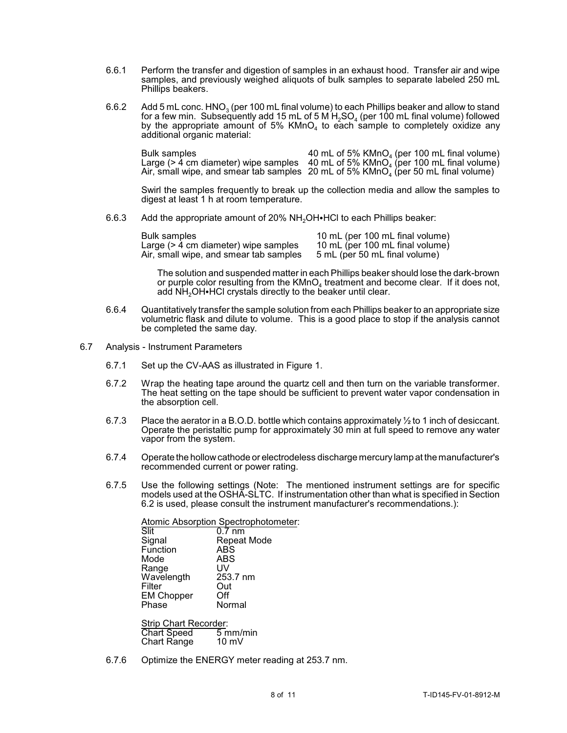6.6.1 Perform the transfer and digestion of samples in an exhaust hood. Transfer air and wipe samples, and previously weighed aliquots of bulk samples to separate labeled 250 mL Phillips beakers.

6.6.2 Add 5 mL conc. $HNO_3$ (per 100 mL final volume) to each Phillips beaker and allow to stand for a few min. Subsequently add 15 mL of 5 M $H_2SO_4$ (per 100 mL final volume) followed by the appropriate amount of 5% $KMnO_4$ to each sample to completely oxidize any additional organic material:

| | |
|---|---|
| Bulk samples | 40 mL of 5% $KMnO_4$ (per 100 mL final volume) |
| Large (> 4 cm diameter) wipe samples | 40 mL of 5% $KMnO_4$ (per 100 mL final volume) |
| Air, small wipe, and smear tab samples | 20 mL of 5% $KMnO_4$ (per 50 mL final volume) |

Swirl the samples frequently to break up the collection media and allow the samples to digest at least 1 h at room temperature.

6.6.3 Add the appropriate amount of 20% $NH_2OH$•HCl to each Phillips beaker:

| | |
|---|---|
| Bulk samples | 10 mL (per 100 mL final volume) |
| Large (> 4 cm diameter) wipe samples | 10 mL (per 100 mL final volume) |
| Air, small wipe, and smear tab samples | 5 mL (per 50 mL final volume) |

The solution and suspended matter in each Phillips beaker should lose the dark-brown or purple color resulting from the $KMnO_4$ treatment and become clear. If it does not, add $NH_2OH$•HCl crystals directly to the beaker until clear.

6.6.4 Quantitatively transfer the sample solution from each Phillips beaker to an appropriate size volumetric flask and dilute to volume. This is a good place to stop if the analysis cannot be completed the same day.

6.7 Analysis - Instrument Parameters

6.7.1 Set up the CV-AAS as illustrated in Figure 1.

6.7.2 Wrap the heating tape around the quartz cell and then turn on the variable transformer. The heat setting on the tape should be sufficient to prevent water vapor condensation in the absorption cell.

6.7.3 Place the aerator in a B.O.D. bottle which contains approximately ½ to 1 inch of desiccant. Operate the peristaltic pump for approximately 30 min at full speed to remove any water vapor from the system.

6.7.4 Operate the hollow cathode or electrodeless discharge mercury lamp at the manufacturer's recommended current or power rating.

6.7.5 Use the following settings (Note: The mentioned instrument settings are for specific models used at the OSHA-SLTC. If instrumentation other than what is specified in Section 6.2 is used, please consult the instrument manufacturer's recommendations.):

<u>Atomic Absorption Spectrophotometer</u>:

| | |
|---|---|
| Slit | 0.7 nm |
| Signal | Repeat Mode |
| Function | ABS |
| Mode | ABS |
| Range | UV |
| Wavelength | 253.7 nm |
| Filter | Out |
| EM Chopper | Off |
| Phase | Normal |

<u>Strip Chart Recorder</u>:

| | |
|---|---|
| Chart Speed | 5 mm/min |
| Chart Range | 10 mV |

6.7.6 Optimize the ENERGY meter reading at 253.7 nm.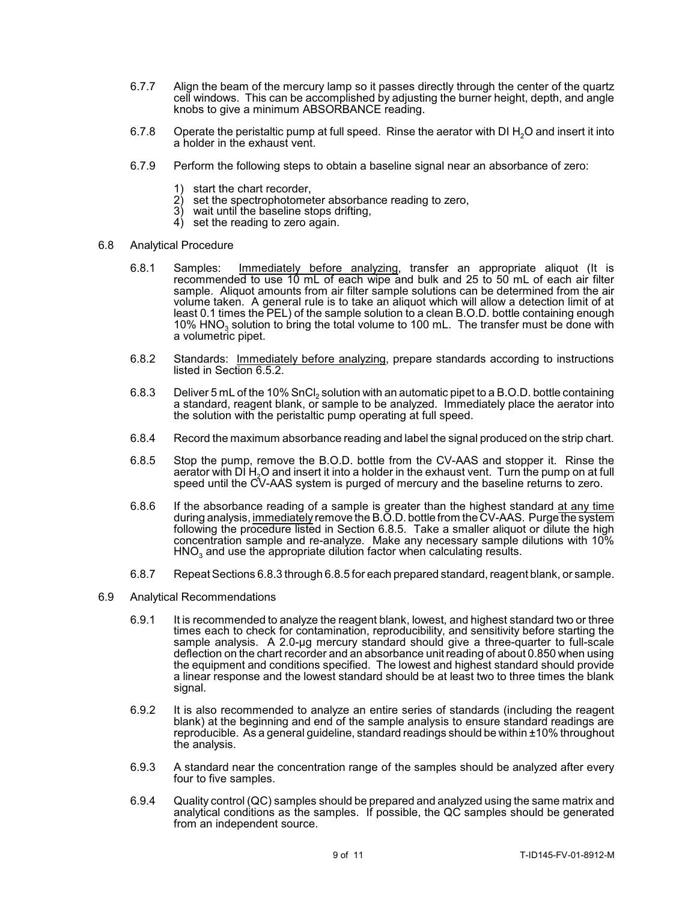6.7.7 Align the beam of the mercury lamp so it passes directly through the center of the quartz cell windows. This can be accomplished by adjusting the burner height, depth, and angle knobs to give a minimum ABSORBANCE reading.

6.7.8 Operate the peristaltic pump at full speed. Rinse the aerator with DI $H_2O$ and insert it into a holder in the exhaust vent.

6.7.9 Perform the following steps to obtain a baseline signal near an absorbance of zero:

1) start the chart recorder,
2) set the spectrophotometer absorbance reading to zero,
3) wait until the baseline stops drifting,
4) set the reading to zero again.

6.8 Analytical Procedure

6.8.1 Samples: Immediately before analyzing, transfer an appropriate aliquot (It is recommended to use 10 mL of each wipe and bulk and 25 to 50 mL of each air filter sample. Aliquot amounts from air filter sample solutions can be determined from the air volume taken. A general rule is to take an aliquot which will allow a detection limit of at least 0.1 times the PEL) of the sample solution to a clean B.O.D. bottle containing enough 10% $HNO_3$ solution to bring the total volume to 100 mL. The transfer must be done with a volumetric pipet.

6.8.2 Standards: Immediately before analyzing, prepare standards according to instructions listed in Section 6.5.2.

6.8.3 Deliver 5 mL of the 10% $SnCl_2$ solution with an automatic pipet to a B.O.D. bottle containing a standard, reagent blank, or sample to be analyzed. Immediately place the aerator into the solution with the peristaltic pump operating at full speed.

6.8.4 Record the maximum absorbance reading and label the signal produced on the strip chart.

6.8.5 Stop the pump, remove the B.O.D. bottle from the CV-AAS and stopper it. Rinse the aerator with DI $H_2O$ and insert it into a holder in the exhaust vent. Turn the pump on at full speed until the CV-AAS system is purged of mercury and the baseline returns to zero.

6.8.6 If the absorbance reading of a sample is greater than the highest standard at any time during analysis, immediately remove the B.O.D. bottle from the CV-AAS. Purge the system following the procedure listed in Section 6.8.5. Take a smaller aliquot or dilute the high concentration sample and re-analyze. Make any necessary sample dilutions with 10% $HNO_3$ and use the appropriate dilution factor when calculating results.

6.8.7 Repeat Sections 6.8.3 through 6.8.5 for each prepared standard, reagent blank, or sample.

6.9 Analytical Recommendations

6.9.1 It is recommended to analyze the reagent blank, lowest, and highest standard two or three times each to check for contamination, reproducibility, and sensitivity before starting the sample analysis. A 2.0-µg mercury standard should give a three-quarter to full-scale deflection on the chart recorder and an absorbance unit reading of about 0.850 when using the equipment and conditions specified. The lowest and highest standard should provide a linear response and the lowest standard should be at least two to three times the blank signal.

6.9.2 It is also recommended to analyze an entire series of standards (including the reagent blank) at the beginning and end of the sample analysis to ensure standard readings are reproducible. As a general guideline, standard readings should be within ±10% throughout the analysis.

6.9.3 A standard near the concentration range of the samples should be analyzed after every four to five samples.

6.9.4 Quality control (QC) samples should be prepared and analyzed using the same matrix and analytical conditions as the samples. If possible, the QC samples should be generated from an independent source.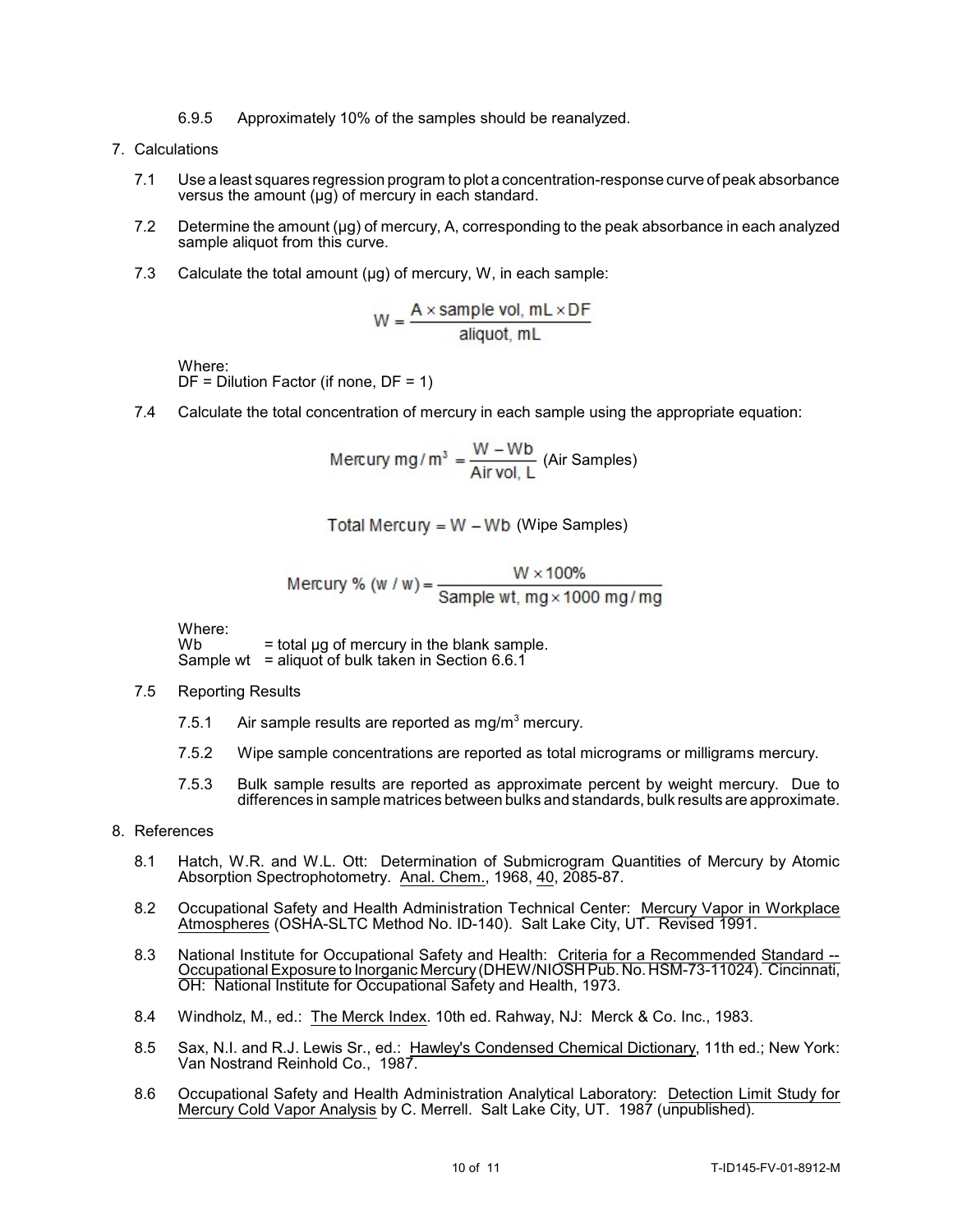6.9.5 Approximately 10% of the samples should be reanalyzed.

## 7. Calculations

7.1 Use a least squares regression program to plot a concentration-response curve of peak absorbance versus the amount (µg) of mercury in each standard.

7.2 Determine the amount (µg) of mercury, A, corresponding to the peak absorbance in each analyzed sample aliquot from this curve.

7.3 Calculate the total amount (µg) of mercury, W, in each sample:

$$W = \frac{A \times \text{sample vol, mL} \times DF}{\text{aliquot, mL}}$$

Where:
DF = Dilution Factor (if none, DF = 1)

7.4 Calculate the total concentration of mercury in each sample using the appropriate equation:

$$\text{Mercury mg/m}^3 = \frac{W - Wb}{\text{Air vol, L}} \text{ (Air Samples)}$$

$$\text{Total Mercury} = W - Wb \text{ (Wipe Samples)}$$

$$\text{Mercury \% (w/w)} = \frac{W \times 100\%}{\text{Sample wt, mg} \times 1000 \text{ mg/mg}}$$

Where:
Wb = total µg of mercury in the blank sample.
Sample wt = aliquot of bulk taken in Section 6.6.1

7.5 Reporting Results

7.5.1 Air sample results are reported as mg/m$^3$ mercury.

7.5.2 Wipe sample concentrations are reported as total micrograms or milligrams mercury.

7.5.3 Bulk sample results are reported as approximate percent by weight mercury. Due to differences in sample matrices between bulks and standards, bulk results are approximate.

## 8. References

8.1 Hatch, W.R. and W.L. Ott: Determination of Submicrogram Quantities of Mercury by Atomic Absorption Spectrophotometry. Anal. Chem., 1968, 40, 2085-87.

8.2 Occupational Safety and Health Administration Technical Center: Mercury Vapor in Workplace Atmospheres (OSHA-SLTC Method No. ID-140). Salt Lake City, UT. Revised 1991.

8.3 National Institute for Occupational Safety and Health: Criteria for a Recommended Standard -- Occupational Exposure to Inorganic Mercury (DHEW/NIOSH Pub. No. HSM-73-11024). Cincinnati, OH: National Institute for Occupational Safety and Health, 1973.

8.4 Windholz, M., ed.: The Merck Index. 10th ed. Rahway, NJ: Merck & Co. Inc., 1983.

8.5 Sax, N.I. and R.J. Lewis Sr., ed.: Hawley's Condensed Chemical Dictionary, 11th ed.; New York: Van Nostrand Reinhold Co., 1987.

8.6 Occupational Safety and Health Administration Analytical Laboratory: Detection Limit Study for Mercury Cold Vapor Analysis by C. Merrell. Salt Lake City, UT. 1987 (unpublished).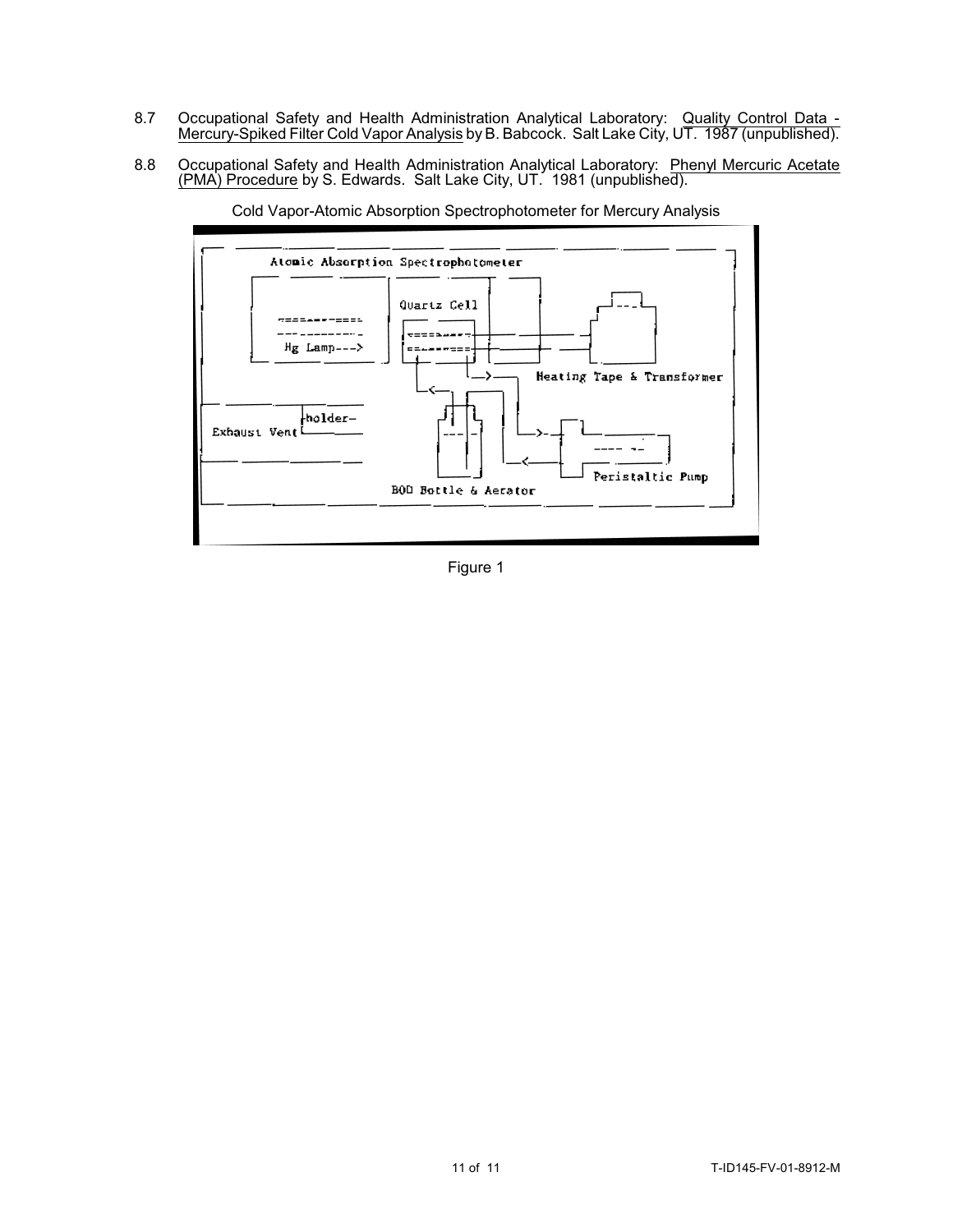8.7 Occupational Safety and Health Administration Analytical Laboratory: Quality Control Data - Mercury-Spiked Filter Cold Vapor Analysis by B. Babcock. Salt Lake City, UT. 1987 (unpublished).

8.8 Occupational Safety and Health Administration Analytical Laboratory: Phenyl Mercuric Acetate (PMA) Procedure by S. Edwards. Salt Lake City, UT. 1981 (unpublished).

Cold Vapor-Atomic Absorption Spectrophotometer for Mercury Analysis

Atomic Absorption Spectrophotometer

Quartz Cell

Hg Lamp--->

Heating Tape & Transformer

holder-

Exhaust Vent

Peristaltic Pump

BOD Bottle & Aerator

Figure 1